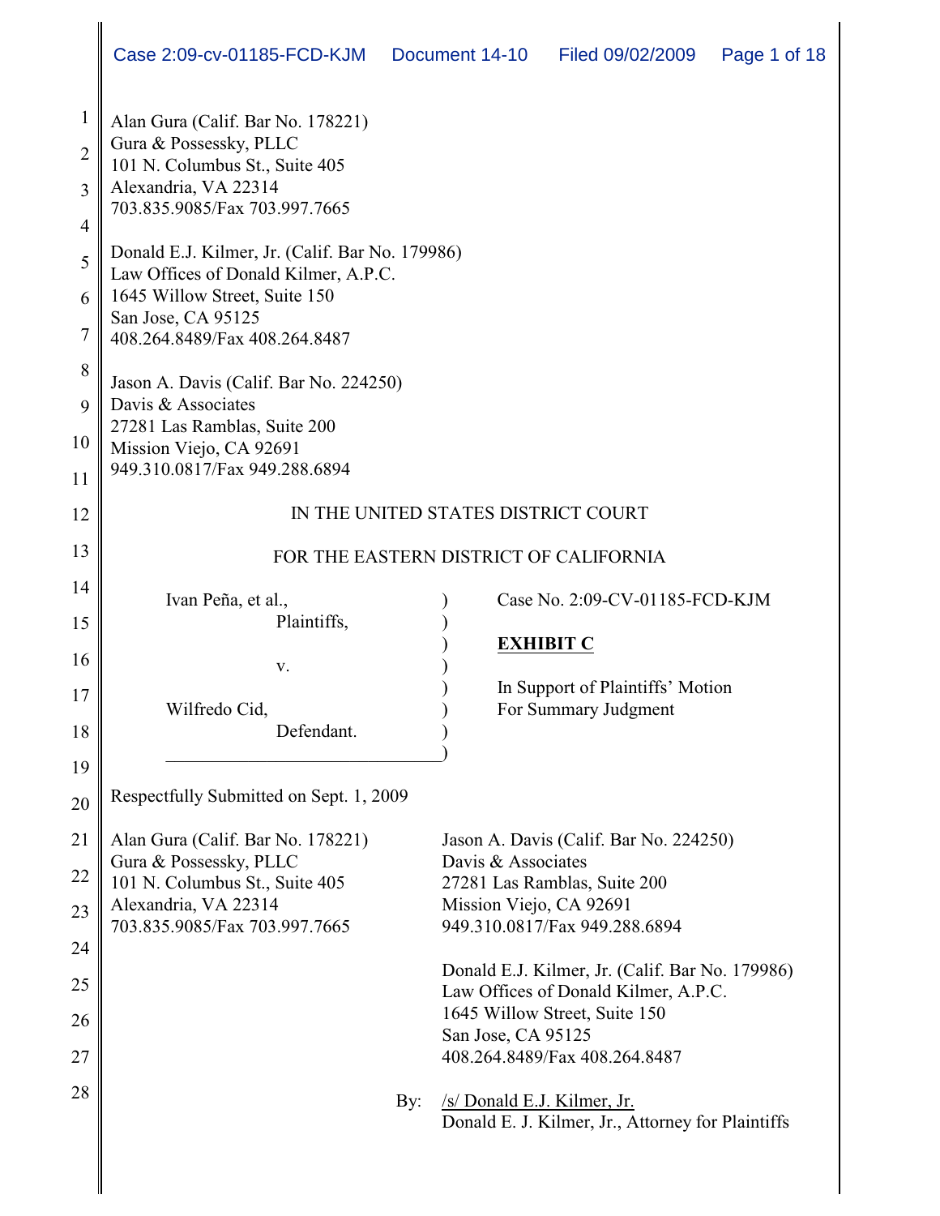Alan Gura (Calif. Bar No. 178221)
Gura & Possessky, PLLC
101 N. Columbus St., Suite 405
Alexandria, VA 22314
703.835.9085/Fax 703.997.7665

Donald E.J. Kilmer, Jr. (Calif. Bar No. 179986)
Law Offices of Donald Kilmer, A.P.C.
1645 Willow Street, Suite 150
San Jose, CA 95125
408.264.8489/Fax 408.264.8487

Jason A. Davis (Calif. Bar No. 224250)
Davis & Associates
27281 Las Ramblas, Suite 200
Mission Viejo, CA 92691
949.310.0817/Fax 949.288.6894

IN THE UNITED STATES DISTRICT COURT

FOR THE EASTERN DISTRICT OF CALIFORNIA

| | |
|---|---|
| Ivan Peña, et al., Plaintiffs, | Case No. 2:09-CV-01185-FCD-KJM |
| v. | **EXHIBIT C** |
| Wilfredo Cid, Defendant. | In Support of Plaintiffs' Motion For Summary Judgment |

Respectfully Submitted on Sept. 1, 2009

Alan Gura (Calif. Bar No. 178221)
Gura & Possessky, PLLC
101 N. Columbus St., Suite 405
Alexandria, VA 22314
703.835.9085/Fax 703.997.7665

Jason A. Davis (Calif. Bar No. 224250)
Davis & Associates
27281 Las Ramblas, Suite 200
Mission Viejo, CA 92691
949.310.0817/Fax 949.288.6894

Donald E.J. Kilmer, Jr. (Calif. Bar No. 179986)
Law Offices of Donald Kilmer, A.P.C.
1645 Willow Street, Suite 150
San Jose, CA 95125
408.264.8489/Fax 408.264.8487

By: /s/ Donald E.J. Kilmer, Jr.
Donald E. J. Kilmer, Jr., Attorney for Plaintiffs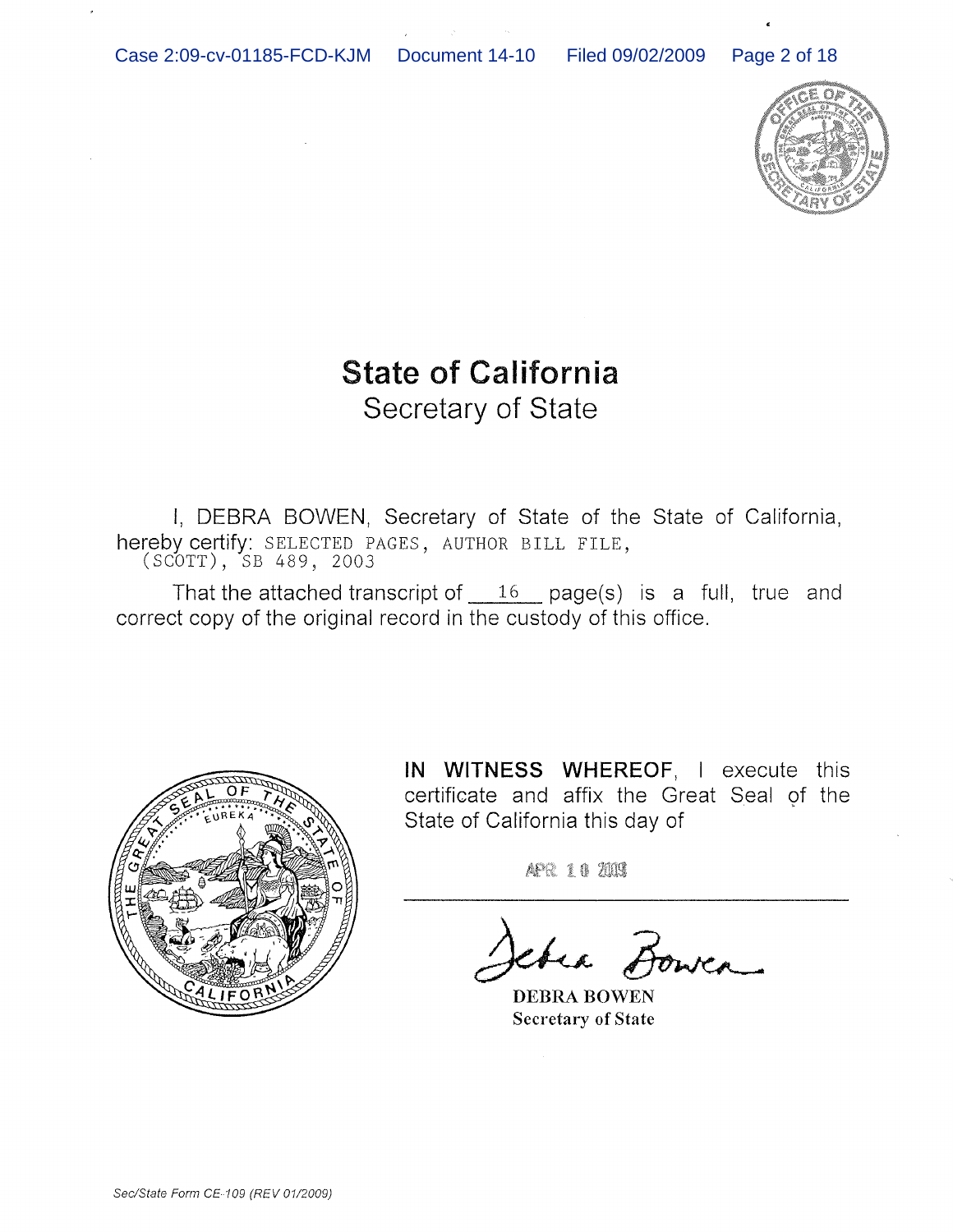# State of California

## Secretary of State

I, DEBRA BOWEN, Secretary of State of the State of California, hereby certify: SELECTED PAGES, AUTHOR BILL FILE, (SCOTT), SB 489, 2003

That the attached transcript of 16 page(s) is a full, true and correct copy of the original record in the custody of this office.

**IN WITNESS WHEREOF**, I execute this certificate and affix the Great Seal of the State of California this day of

APR 10 2009

DEBRA BOWEN
Secretary of State

*Sec/State Form CE-109 (REV 01/2009)*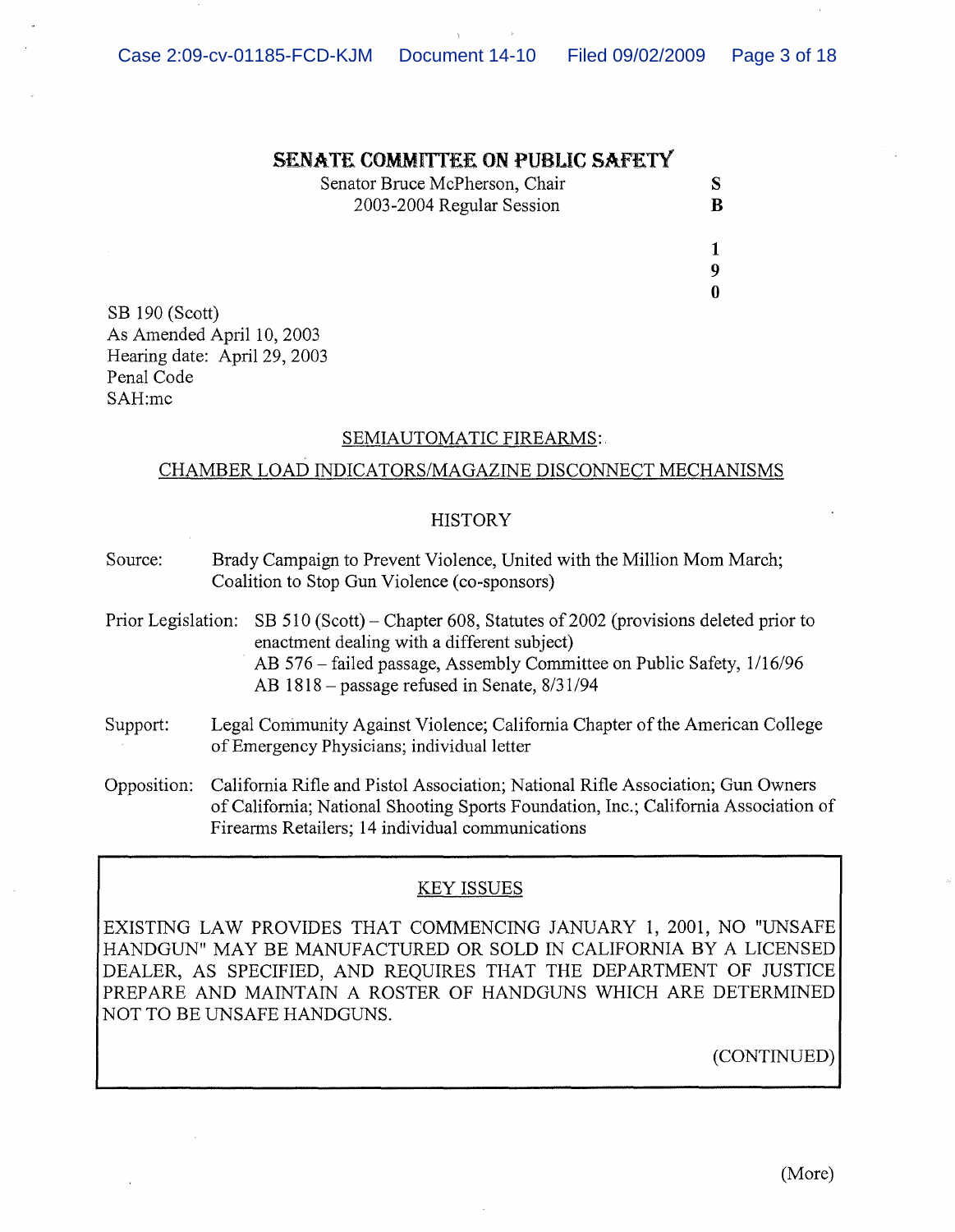# SENATE COMMITTEE ON PUBLIC SAFETY

Senator Bruce McPherson, Chair
2003-2004 Regular Session

S
B

1
9
0

SB 190 (Scott)
As Amended April 10, 2003
Hearing date: April 29, 2003
Penal Code
SAH:mc

## SEMIAUTOMATIC FIREARMS:
## CHAMBER LOAD INDICATORS/MAGAZINE DISCONNECT MECHANISMS

### HISTORY

Source: Brady Campaign to Prevent Violence, United with the Million Mom March; Coalition to Stop Gun Violence (co-sponsors)

Prior Legislation: SB 510 (Scott) – Chapter 608, Statutes of 2002 (provisions deleted prior to enactment dealing with a different subject)
AB 576 – failed passage, Assembly Committee on Public Safety, 1/16/96
AB 1818 – passage refused in Senate, 8/31/94

Support: Legal Community Against Violence; California Chapter of the American College of Emergency Physicians; individual letter

Opposition: California Rifle and Pistol Association; National Rifle Association; Gun Owners of California; National Shooting Sports Foundation, Inc.; California Association of Firearms Retailers; 14 individual communications

### KEY ISSUES

EXISTING LAW PROVIDES THAT COMMENCING JANUARY 1, 2001, NO "UNSAFE HANDGUN" MAY BE MANUFACTURED OR SOLD IN CALIFORNIA BY A LICENSED DEALER, AS SPECIFIED, AND REQUIRES THAT THE DEPARTMENT OF JUSTICE PREPARE AND MAINTAIN A ROSTER OF HANDGUNS WHICH ARE DETERMINED NOT TO BE UNSAFE HANDGUNS.

(CONTINUED)

(More)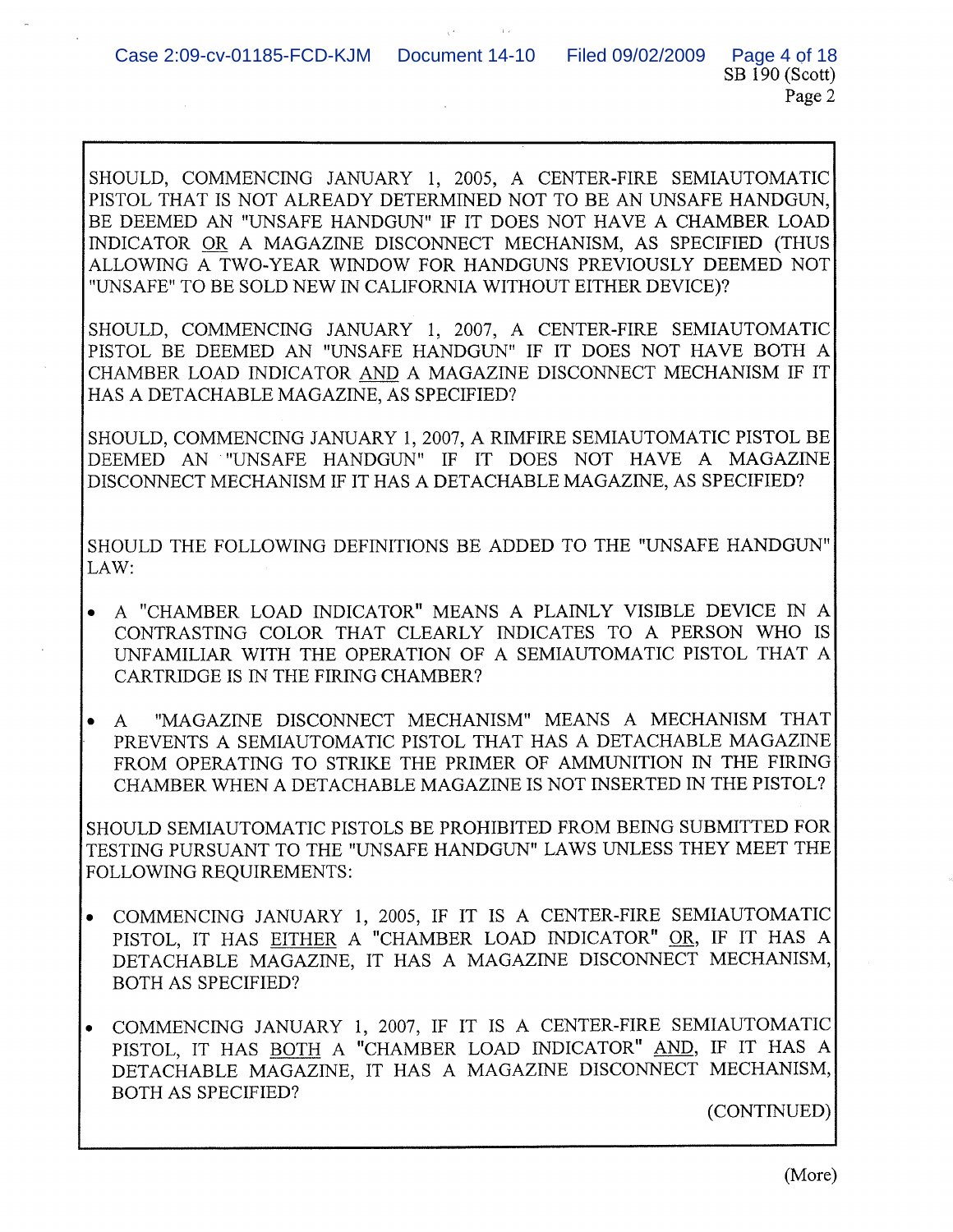SHOULD, COMMENCING JANUARY 1, 2005, A CENTER-FIRE SEMIAUTOMATIC PISTOL THAT IS NOT ALREADY DETERMINED NOT TO BE AN UNSAFE HANDGUN, BE DEEMED AN "UNSAFE HANDGUN" IF IT DOES NOT HAVE A CHAMBER LOAD INDICATOR OR A MAGAZINE DISCONNECT MECHANISM, AS SPECIFIED (THUS ALLOWING A TWO-YEAR WINDOW FOR HANDGUNS PREVIOUSLY DEEMED NOT "UNSAFE" TO BE SOLD NEW IN CALIFORNIA WITHOUT EITHER DEVICE)?

SHOULD, COMMENCING JANUARY 1, 2007, A CENTER-FIRE SEMIAUTOMATIC PISTOL BE DEEMED AN "UNSAFE HANDGUN" IF IT DOES NOT HAVE BOTH A CHAMBER LOAD INDICATOR AND A MAGAZINE DISCONNECT MECHANISM IF IT HAS A DETACHABLE MAGAZINE, AS SPECIFIED?

SHOULD, COMMENCING JANUARY 1, 2007, A RIMFIRE SEMIAUTOMATIC PISTOL BE DEEMED AN "UNSAFE HANDGUN" IF IT DOES NOT HAVE A MAGAZINE DISCONNECT MECHANISM IF IT HAS A DETACHABLE MAGAZINE, AS SPECIFIED?

SHOULD THE FOLLOWING DEFINITIONS BE ADDED TO THE "UNSAFE HANDGUN" LAW:

- A "CHAMBER LOAD INDICATOR" MEANS A PLAINLY VISIBLE DEVICE IN A CONTRASTING COLOR THAT CLEARLY INDICATES TO A PERSON WHO IS UNFAMILIAR WITH THE OPERATION OF A SEMIAUTOMATIC PISTOL THAT A CARTRIDGE IS IN THE FIRING CHAMBER?
- A "MAGAZINE DISCONNECT MECHANISM" MEANS A MECHANISM THAT PREVENTS A SEMIAUTOMATIC PISTOL THAT HAS A DETACHABLE MAGAZINE FROM OPERATING TO STRIKE THE PRIMER OF AMMUNITION IN THE FIRING CHAMBER WHEN A DETACHABLE MAGAZINE IS NOT INSERTED IN THE PISTOL?

SHOULD SEMIAUTOMATIC PISTOLS BE PROHIBITED FROM BEING SUBMITTED FOR TESTING PURSUANT TO THE "UNSAFE HANDGUN" LAWS UNLESS THEY MEET THE FOLLOWING REQUIREMENTS:

- COMMENCING JANUARY 1, 2005, IF IT IS A CENTER-FIRE SEMIAUTOMATIC PISTOL, IT HAS EITHER A "CHAMBER LOAD INDICATOR" OR, IF IT HAS A DETACHABLE MAGAZINE, IT HAS A MAGAZINE DISCONNECT MECHANISM, BOTH AS SPECIFIED?
- COMMENCING JANUARY 1, 2007, IF IT IS A CENTER-FIRE SEMIAUTOMATIC PISTOL, IT HAS BOTH A "CHAMBER LOAD INDICATOR" AND, IF IT HAS A DETACHABLE MAGAZINE, IT HAS A MAGAZINE DISCONNECT MECHANISM, BOTH AS SPECIFIED?

(CONTINUED)

(More)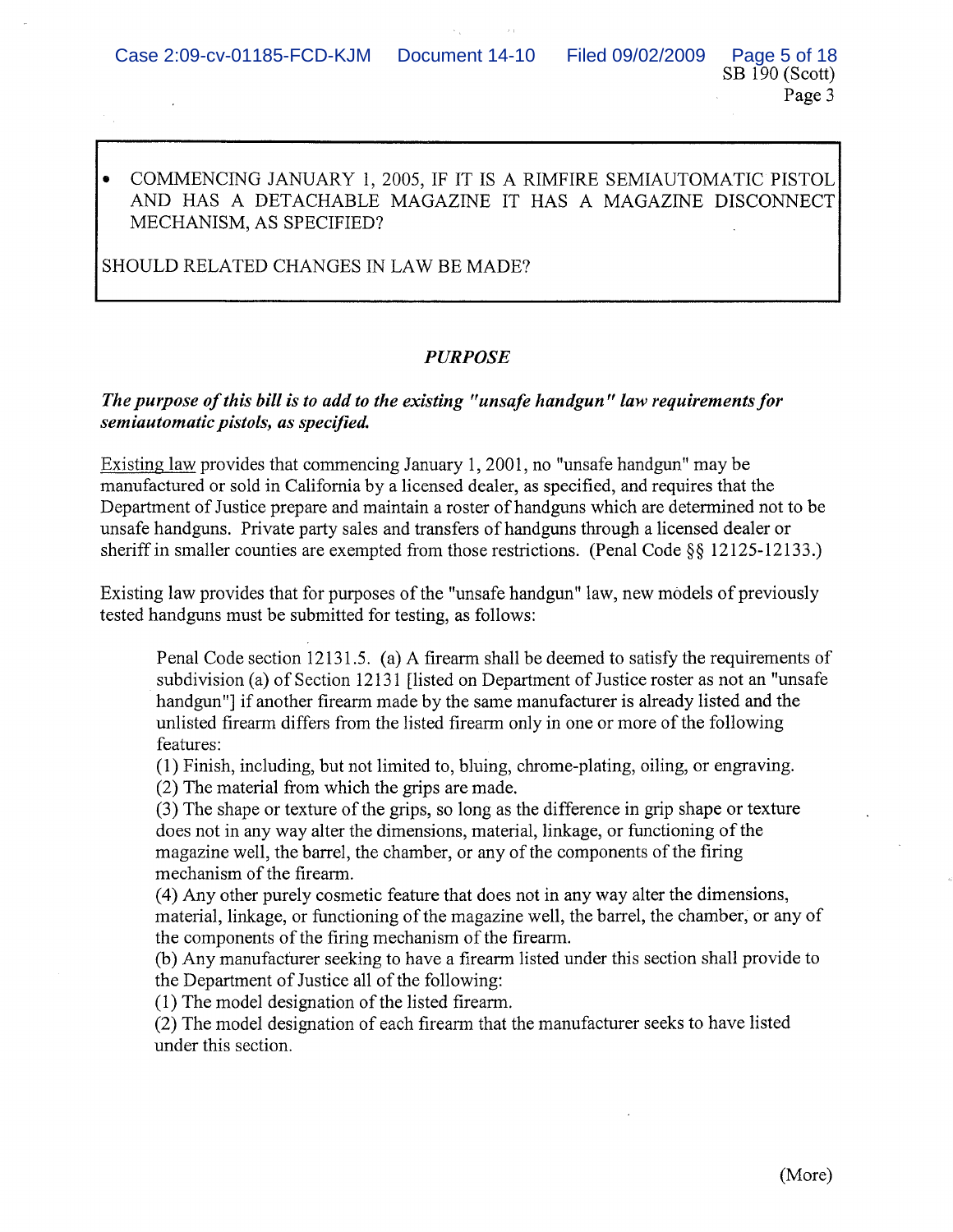- COMMENCING JANUARY 1, 2005, IF IT IS A RIMFIRE SEMIAUTOMATIC PISTOL AND HAS A DETACHABLE MAGAZINE IT HAS A MAGAZINE DISCONNECT MECHANISM, AS SPECIFIED?

SHOULD RELATED CHANGES IN LAW BE MADE?

## *PURPOSE*

***The purpose of this bill is to add to the existing "unsafe handgun" law requirements for semiautomatic pistols, as specified.***

Existing law provides that commencing January 1, 2001, no "unsafe handgun" may be manufactured or sold in California by a licensed dealer, as specified, and requires that the Department of Justice prepare and maintain a roster of handguns which are determined not to be unsafe handguns. Private party sales and transfers of handguns through a licensed dealer or sheriff in smaller counties are exempted from those restrictions. (Penal Code §§ 12125-12133.)

Existing law provides that for purposes of the "unsafe handgun" law, new models of previously tested handguns must be submitted for testing, as follows:

> Penal Code section 12131.5. (a) A firearm shall be deemed to satisfy the requirements of subdivision (a) of Section 12131 [listed on Department of Justice roster as not an "unsafe handgun"] if another firearm made by the same manufacturer is already listed and the unlisted firearm differs from the listed firearm only in one or more of the following features:
> (1) Finish, including, but not limited to, bluing, chrome-plating, oiling, or engraving.
> (2) The material from which the grips are made.
> (3) The shape or texture of the grips, so long as the difference in grip shape or texture does not in any way alter the dimensions, material, linkage, or functioning of the magazine well, the barrel, the chamber, or any of the components of the firing mechanism of the firearm.
> (4) Any other purely cosmetic feature that does not in any way alter the dimensions, material, linkage, or functioning of the magazine well, the barrel, the chamber, or any of the components of the firing mechanism of the firearm.
> (b) Any manufacturer seeking to have a firearm listed under this section shall provide to the Department of Justice all of the following:
> (1) The model designation of the listed firearm.
> (2) The model designation of each firearm that the manufacturer seeks to have listed under this section.

(More)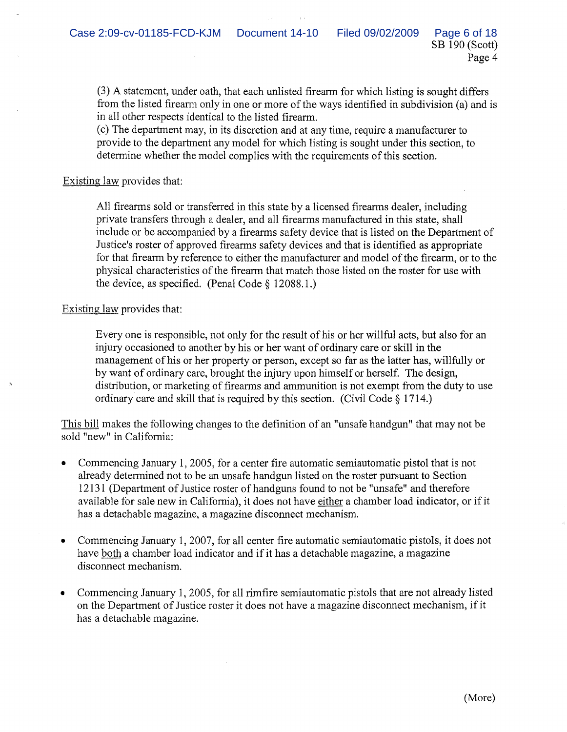(3) A statement, under oath, that each unlisted firearm for which listing is sought differs from the listed firearm only in one or more of the ways identified in subdivision (a) and is in all other respects identical to the listed firearm.

(c) The department may, in its discretion and at any time, require a manufacturer to provide to the department any model for which listing is sought under this section, to determine whether the model complies with the requirements of this section.

Existing law provides that:

> All firearms sold or transferred in this state by a licensed firearms dealer, including private transfers through a dealer, and all firearms manufactured in this state, shall include or be accompanied by a firearms safety device that is listed on the Department of Justice's roster of approved firearms safety devices and that is identified as appropriate for that firearm by reference to either the manufacturer and model of the firearm, or to the physical characteristics of the firearm that match those listed on the roster for use with the device, as specified. (Penal Code § 12088.1.)

Existing law provides that:

> Every one is responsible, not only for the result of his or her willful acts, but also for an injury occasioned to another by his or her want of ordinary care or skill in the management of his or her property or person, except so far as the latter has, willfully or by want of ordinary care, brought the injury upon himself or herself. The design, distribution, or marketing of firearms and ammunition is not exempt from the duty to use ordinary care and skill that is required by this section. (Civil Code § 1714.)

This bill makes the following changes to the definition of an "unsafe handgun" that may not be sold "new" in California:

- Commencing January 1, 2005, for a center fire automatic semiautomatic pistol that is not already determined not to be an unsafe handgun listed on the roster pursuant to Section 12131 (Department of Justice roster of handguns found to not be "unsafe" and therefore available for sale new in California), it does not have either a chamber load indicator, or if it has a detachable magazine, a magazine disconnect mechanism.

- Commencing January 1, 2007, for all center fire automatic semiautomatic pistols, it does not have both a chamber load indicator and if it has a detachable magazine, a magazine disconnect mechanism.

- Commencing January 1, 2005, for all rimfire semiautomatic pistols that are not already listed on the Department of Justice roster it does not have a magazine disconnect mechanism, if it has a detachable magazine.

(More)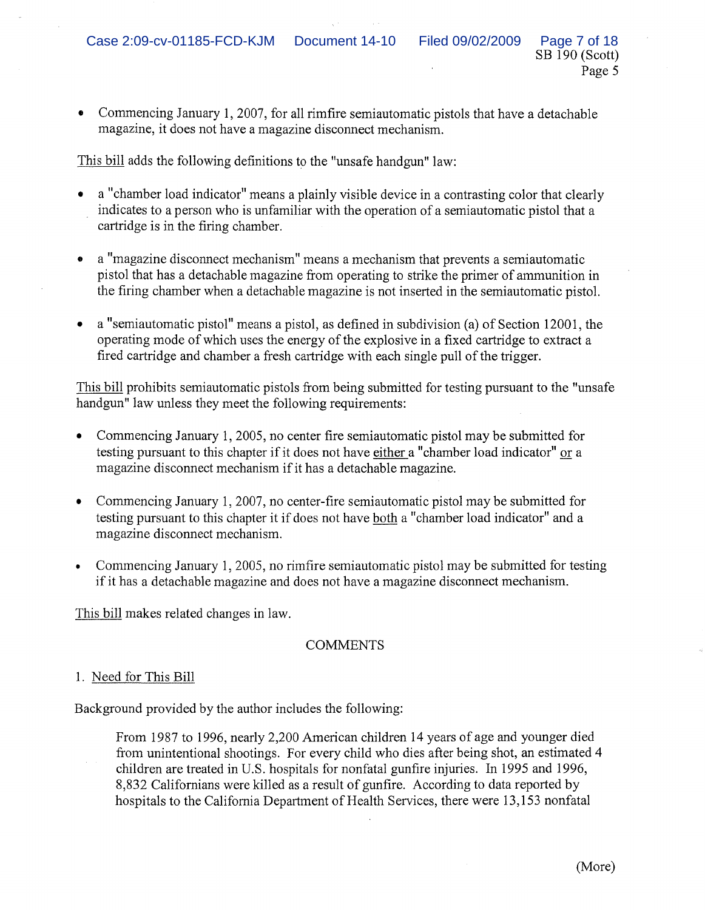- Commencing January 1, 2007, for all rimfire semiautomatic pistols that have a detachable magazine, it does not have a magazine disconnect mechanism.

This bill adds the following definitions to the "unsafe handgun" law:

- a "chamber load indicator" means a plainly visible device in a contrasting color that clearly indicates to a person who is unfamiliar with the operation of a semiautomatic pistol that a cartridge is in the firing chamber.
- a "magazine disconnect mechanism" means a mechanism that prevents a semiautomatic pistol that has a detachable magazine from operating to strike the primer of ammunition in the firing chamber when a detachable magazine is not inserted in the semiautomatic pistol.
- a "semiautomatic pistol" means a pistol, as defined in subdivision (a) of Section 12001, the operating mode of which uses the energy of the explosive in a fixed cartridge to extract a fired cartridge and chamber a fresh cartridge with each single pull of the trigger.

This bill prohibits semiautomatic pistols from being submitted for testing pursuant to the "unsafe handgun" law unless they meet the following requirements:

- Commencing January 1, 2005, no center fire semiautomatic pistol may be submitted for testing pursuant to this chapter if it does not have either a "chamber load indicator" or a magazine disconnect mechanism if it has a detachable magazine.
- Commencing January 1, 2007, no center-fire semiautomatic pistol may be submitted for testing pursuant to this chapter it if does not have both a "chamber load indicator" and a magazine disconnect mechanism.
- Commencing January 1, 2005, no rimfire semiautomatic pistol may be submitted for testing if it has a detachable magazine and does not have a magazine disconnect mechanism.

This bill makes related changes in law.

## COMMENTS

1. Need for This Bill

Background provided by the author includes the following:

> From 1987 to 1996, nearly 2,200 American children 14 years of age and younger died from unintentional shootings. For every child who dies after being shot, an estimated 4 children are treated in U.S. hospitals for nonfatal gunfire injuries. In 1995 and 1996, 8,832 Californians were killed as a result of gunfire. According to data reported by hospitals to the California Department of Health Services, there were 13,153 nonfatal

(More)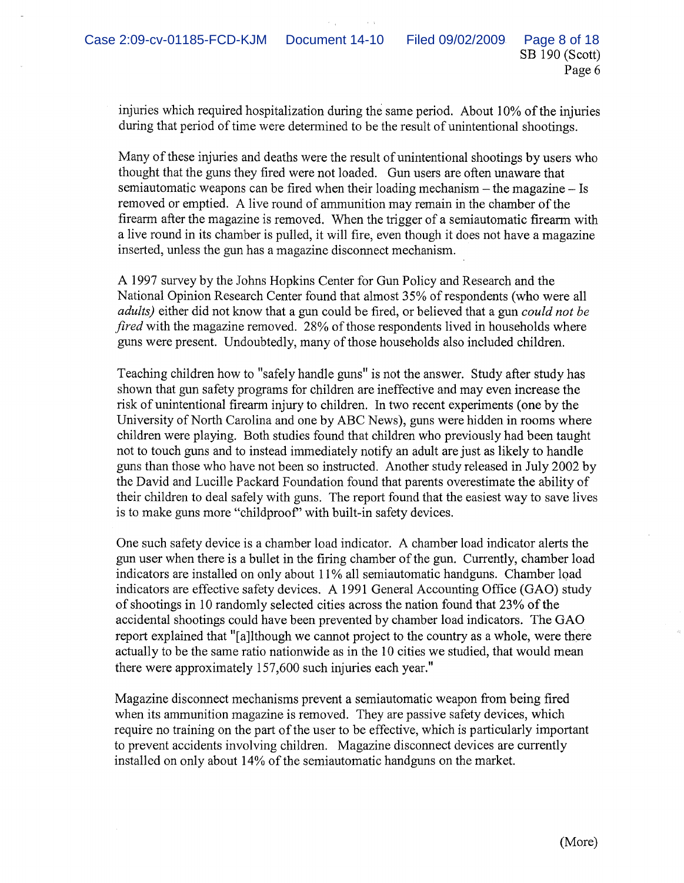injuries which required hospitalization during the same period. About 10% of the injuries during that period of time were determined to be the result of unintentional shootings.

Many of these injuries and deaths were the result of unintentional shootings by users who thought that the guns they fired were not loaded. Gun users are often unaware that semiautomatic weapons can be fired when their loading mechanism – the magazine – Is removed or emptied. A live round of ammunition may remain in the chamber of the firearm after the magazine is removed. When the trigger of a semiautomatic firearm with a live round in its chamber is pulled, it will fire, even though it does not have a magazine inserted, unless the gun has a magazine disconnect mechanism.

A 1997 survey by the Johns Hopkins Center for Gun Policy and Research and the National Opinion Research Center found that almost 35% of respondents (who were all *adults)* either did not know that a gun could be fired, or believed that a gun *could not be fired* with the magazine removed. 28% of those respondents lived in households where guns were present. Undoubtedly, many of those households also included children.

Teaching children how to "safely handle guns" is not the answer. Study after study has shown that gun safety programs for children are ineffective and may even increase the risk of unintentional firearm injury to children. In two recent experiments (one by the University of North Carolina and one by ABC News), guns were hidden in rooms where children were playing. Both studies found that children who previously had been taught not to touch guns and to instead immediately notify an adult are just as likely to handle guns than those who have not been so instructed. Another study released in July 2002 by the David and Lucille Packard Foundation found that parents overestimate the ability of their children to deal safely with guns. The report found that the easiest way to save lives is to make guns more "childproof" with built-in safety devices.

One such safety device is a chamber load indicator. A chamber load indicator alerts the gun user when there is a bullet in the firing chamber of the gun. Currently, chamber load indicators are installed on only about 11% all semiautomatic handguns. Chamber load indicators are effective safety devices. A 1991 General Accounting Office (GAO) study of shootings in 10 randomly selected cities across the nation found that 23% of the accidental shootings could have been prevented by chamber load indicators. The GAO report explained that "[a]lthough we cannot project to the country as a whole, were there actually to be the same ratio nationwide as in the 10 cities we studied, that would mean there were approximately 157,600 such injuries each year."

Magazine disconnect mechanisms prevent a semiautomatic weapon from being fired when its ammunition magazine is removed. They are passive safety devices, which require no training on the part of the user to be effective, which is particularly important to prevent accidents involving children. Magazine disconnect devices are currently installed on only about 14% of the semiautomatic handguns on the market.

(More)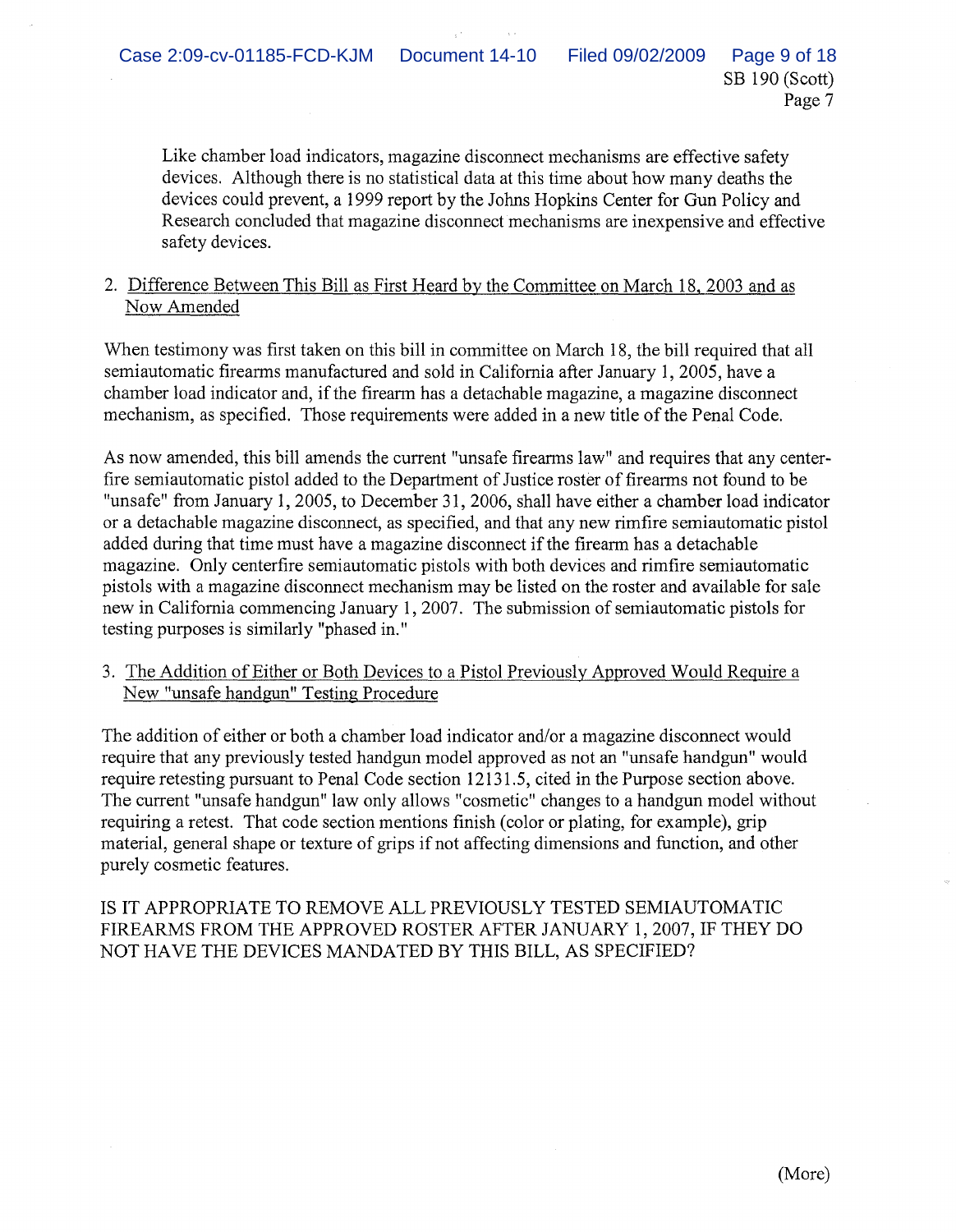Like chamber load indicators, magazine disconnect mechanisms are effective safety devices. Although there is no statistical data at this time about how many deaths the devices could prevent, a 1999 report by the Johns Hopkins Center for Gun Policy and Research concluded that magazine disconnect mechanisms are inexpensive and effective safety devices.

2. Difference Between This Bill as First Heard by the Committee on March 18, 2003 and as Now Amended

When testimony was first taken on this bill in committee on March 18, the bill required that all semiautomatic firearms manufactured and sold in California after January 1, 2005, have a chamber load indicator and, if the firearm has a detachable magazine, a magazine disconnect mechanism, as specified. Those requirements were added in a new title of the Penal Code.

As now amended, this bill amends the current "unsafe firearms law" and requires that any center-fire semiautomatic pistol added to the Department of Justice roster of firearms not found to be "unsafe" from January 1, 2005, to December 31, 2006, shall have either a chamber load indicator or a detachable magazine disconnect, as specified, and that any new rimfire semiautomatic pistol added during that time must have a magazine disconnect if the firearm has a detachable magazine. Only centerfire semiautomatic pistols with both devices and rimfire semiautomatic pistols with a magazine disconnect mechanism may be listed on the roster and available for sale new in California commencing January 1, 2007. The submission of semiautomatic pistols for testing purposes is similarly "phased in."

3. The Addition of Either or Both Devices to a Pistol Previously Approved Would Require a New "unsafe handgun" Testing Procedure

The addition of either or both a chamber load indicator and/or a magazine disconnect would require that any previously tested handgun model approved as not an "unsafe handgun" would require retesting pursuant to Penal Code section 12131.5, cited in the Purpose section above. The current "unsafe handgun" law only allows "cosmetic" changes to a handgun model without requiring a retest. That code section mentions finish (color or plating, for example), grip material, general shape or texture of grips if not affecting dimensions and function, and other purely cosmetic features.

IS IT APPROPRIATE TO REMOVE ALL PREVIOUSLY TESTED SEMIAUTOMATIC FIREARMS FROM THE APPROVED ROSTER AFTER JANUARY 1, 2007, IF THEY DO NOT HAVE THE DEVICES MANDATED BY THIS BILL, AS SPECIFIED?

(More)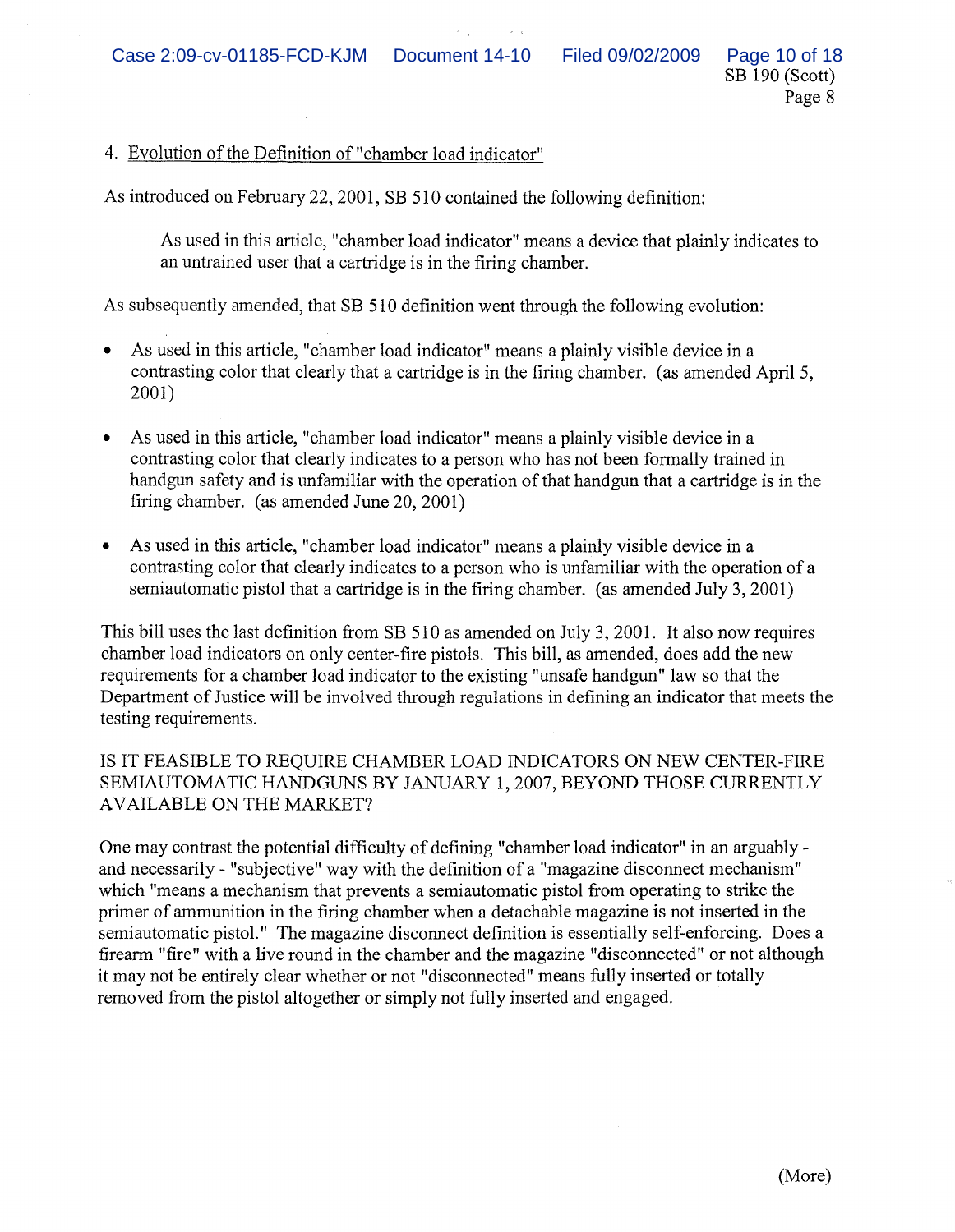4. Evolution of the Definition of "chamber load indicator"

As introduced on February 22, 2001, SB 510 contained the following definition:

> As used in this article, "chamber load indicator" means a device that plainly indicates to an untrained user that a cartridge is in the firing chamber.

As subsequently amended, that SB 510 definition went through the following evolution:

- As used in this article, "chamber load indicator" means a plainly visible device in a contrasting color that clearly that a cartridge is in the firing chamber. (as amended April 5, 2001)
- As used in this article, "chamber load indicator" means a plainly visible device in a contrasting color that clearly indicates to a person who has not been formally trained in handgun safety and is unfamiliar with the operation of that handgun that a cartridge is in the firing chamber. (as amended June 20, 2001)
- As used in this article, "chamber load indicator" means a plainly visible device in a contrasting color that clearly indicates to a person who is unfamiliar with the operation of a semiautomatic pistol that a cartridge is in the firing chamber. (as amended July 3, 2001)

This bill uses the last definition from SB 510 as amended on July 3, 2001. It also now requires chamber load indicators on only center-fire pistols. This bill, as amended, does add the new requirements for a chamber load indicator to the existing "unsafe handgun" law so that the Department of Justice will be involved through regulations in defining an indicator that meets the testing requirements.

IS IT FEASIBLE TO REQUIRE CHAMBER LOAD INDICATORS ON NEW CENTER-FIRE SEMIAUTOMATIC HANDGUNS BY JANUARY 1, 2007, BEYOND THOSE CURRENTLY AVAILABLE ON THE MARKET?

One may contrast the potential difficulty of defining "chamber load indicator" in an arguably - and necessarily - "subjective" way with the definition of a "magazine disconnect mechanism" which "means a mechanism that prevents a semiautomatic pistol from operating to strike the primer of ammunition in the firing chamber when a detachable magazine is not inserted in the semiautomatic pistol." The magazine disconnect definition is essentially self-enforcing. Does a firearm "fire" with a live round in the chamber and the magazine "disconnected" or not although it may not be entirely clear whether or not "disconnected" means fully inserted or totally removed from the pistol altogether or simply not fully inserted and engaged.

(More)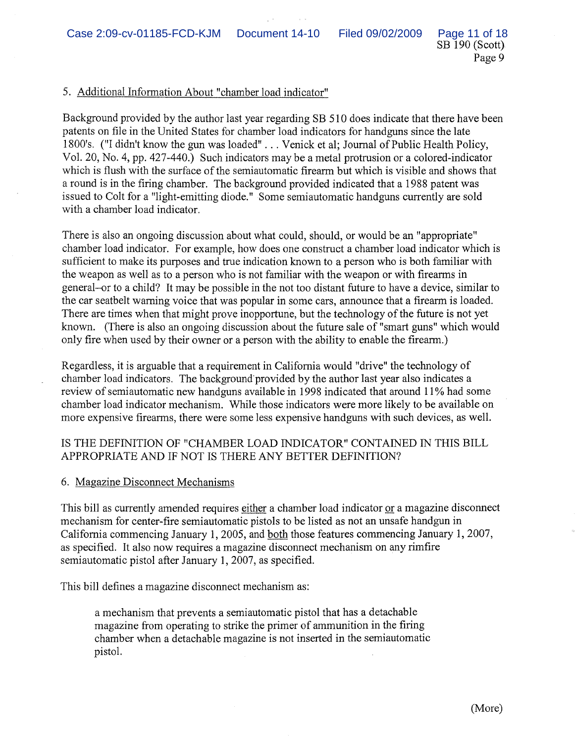5. Additional Information About "chamber load indicator"

Background provided by the author last year regarding SB 510 does indicate that there have been patents on file in the United States for chamber load indicators for handguns since the late 1800's. ("I didn't know the gun was loaded" . . . Venick et al; Journal of Public Health Policy, Vol. 20, No. 4, pp. 427-440.) Such indicators may be a metal protrusion or a colored-indicator which is flush with the surface of the semiautomatic firearm but which is visible and shows that a round is in the firing chamber. The background provided indicated that a 1988 patent was issued to Colt for a "light-emitting diode." Some semiautomatic handguns currently are sold with a chamber load indicator.

There is also an ongoing discussion about what could, should, or would be an "appropriate" chamber load indicator. For example, how does one construct a chamber load indicator which is sufficient to make its purposes and true indication known to a person who is both familiar with the weapon as well as to a person who is not familiar with the weapon or with firearms in general–or to a child? It may be possible in the not too distant future to have a device, similar to the car seatbelt warning voice that was popular in some cars, announce that a firearm is loaded. There are times when that might prove inopportune, but the technology of the future is not yet known. (There is also an ongoing discussion about the future sale of "smart guns" which would only fire when used by their owner or a person with the ability to enable the firearm.)

Regardless, it is arguable that a requirement in California would "drive" the technology of chamber load indicators. The background provided by the author last year also indicates a review of semiautomatic new handguns available in 1998 indicated that around 11% had some chamber load indicator mechanism. While those indicators were more likely to be available on more expensive firearms, there were some less expensive handguns with such devices, as well.

IS THE DEFINITION OF "CHAMBER LOAD INDICATOR" CONTAINED IN THIS BILL APPROPRIATE AND IF NOT IS THERE ANY BETTER DEFINITION?

6. Magazine Disconnect Mechanisms

This bill as currently amended requires either a chamber load indicator or a magazine disconnect mechanism for center-fire semiautomatic pistols to be listed as not an unsafe handgun in California commencing January 1, 2005, and both those features commencing January 1, 2007, as specified. It also now requires a magazine disconnect mechanism on any rimfire semiautomatic pistol after January 1, 2007, as specified.

This bill defines a magazine disconnect mechanism as:

> a mechanism that prevents a semiautomatic pistol that has a detachable magazine from operating to strike the primer of ammunition in the firing chamber when a detachable magazine is not inserted in the semiautomatic pistol.

(More)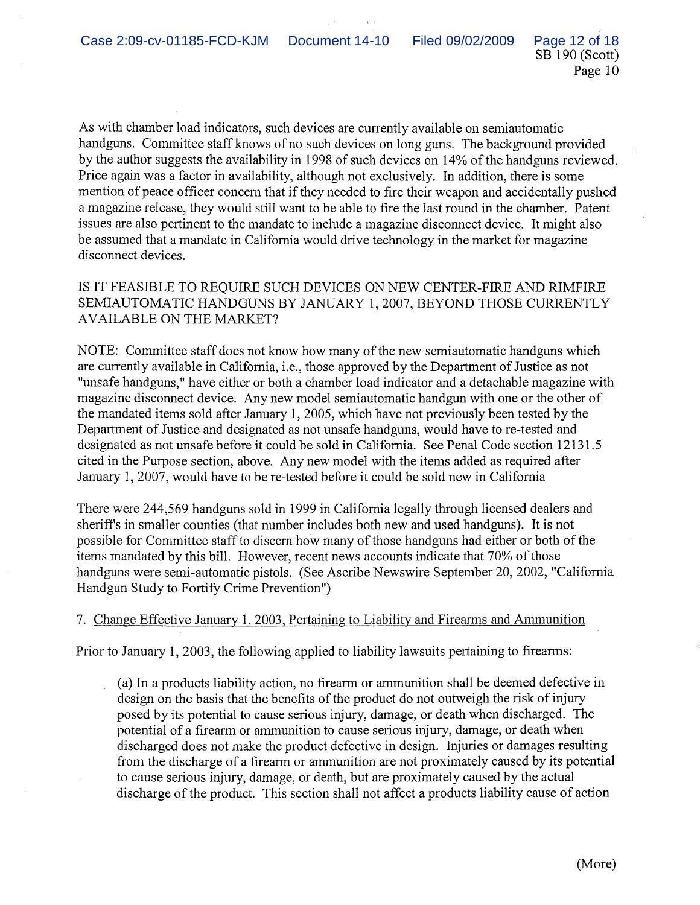As with chamber load indicators, such devices are currently available on semiautomatic handguns. Committee staff knows of no such devices on long guns. The background provided by the author suggests the availability in 1998 of such devices on 14% of the handguns reviewed. Price again was a factor in availability, although not exclusively. In addition, there is some mention of peace officer concern that if they needed to fire their weapon and accidentally pushed a magazine release, they would still want to be able to fire the last round in the chamber. Patent issues are also pertinent to the mandate to include a magazine disconnect device. It might also be assumed that a mandate in California would drive technology in the market for magazine disconnect devices.

IS IT FEASIBLE TO REQUIRE SUCH DEVICES ON NEW CENTER-FIRE AND RIMFIRE SEMIAUTOMATIC HANDGUNS BY JANUARY 1, 2007, BEYOND THOSE CURRENTLY AVAILABLE ON THE MARKET?

NOTE: Committee staff does not know how many of the new semiautomatic handguns which are currently available in California, i.e., those approved by the Department of Justice as not "unsafe handguns," have either or both a chamber load indicator and a detachable magazine with magazine disconnect device. Any new model semiautomatic handgun with one or the other of the mandated items sold after January 1, 2005, which have not previously been tested by the Department of Justice and designated as not unsafe handguns, would have to re-tested and designated as not unsafe before it could be sold in California. See Penal Code section 12131.5 cited in the Purpose section, above. Any new model with the items added as required after January 1, 2007, would have to be re-tested before it could be sold new in California

There were 244,569 handguns sold in 1999 in California legally through licensed dealers and sheriff's in smaller counties (that number includes both new and used handguns). It is not possible for Committee staff to discern how many of those handguns had either or both of the items mandated by this bill. However, recent news accounts indicate that 70% of those handguns were semi-automatic pistols. (See Ascribe Newswire September 20, 2002, "California Handgun Study to Fortify Crime Prevention")

7. <u>Change Effective January 1, 2003, Pertaining to Liability and Firearms and Ammunition</u>

Prior to January 1, 2003, the following applied to liability lawsuits pertaining to firearms:

> (a) In a products liability action, no firearm or ammunition shall be deemed defective in design on the basis that the benefits of the product do not outweigh the risk of injury posed by its potential to cause serious injury, damage, or death when discharged. The potential of a firearm or ammunition to cause serious injury, damage, or death when discharged does not make the product defective in design. Injuries or damages resulting from the discharge of a firearm or ammunition are not proximately caused by its potential to cause serious injury, damage, or death, but are proximately caused by the actual discharge of the product. This section shall not affect a products liability cause of action

(More)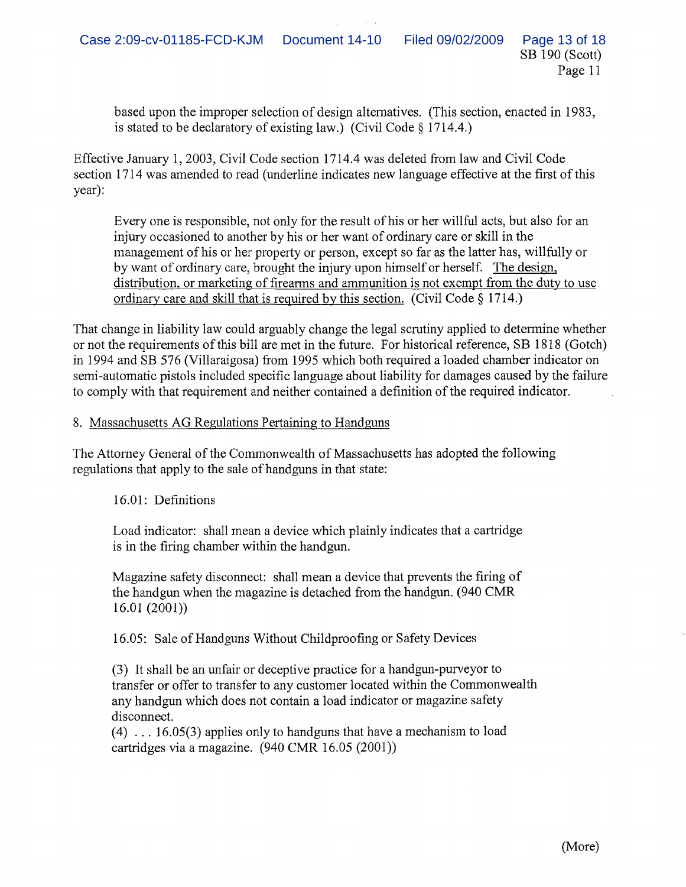based upon the improper selection of design alternatives. (This section, enacted in 1983, is stated to be declaratory of existing law.) (Civil Code § 1714.4.)

Effective January 1, 2003, Civil Code section 1714.4 was deleted from law and Civil Code section 1714 was amended to read (underline indicates new language effective at the first of this year):

> Every one is responsible, not only for the result of his or her willful acts, but also for an injury occasioned to another by his or her want of ordinary care or skill in the management of his or her property or person, except so far as the latter has, willfully or by want of ordinary care, brought the injury upon himself or herself. <u>The design, distribution, or marketing of firearms and ammunition is not exempt from the duty to use ordinary care and skill that is required by this section.</u> (Civil Code § 1714.)

That change in liability law could arguably change the legal scrutiny applied to determine whether or not the requirements of this bill are met in the future. For historical reference, SB 1818 (Gotch) in 1994 and SB 576 (Villaraigosa) from 1995 which both required a loaded chamber indicator on semi-automatic pistols included specific language about liability for damages caused by the failure to comply with that requirement and neither contained a definition of the required indicator.

8. <u>Massachusetts AG Regulations Pertaining to Handguns</u>

The Attorney General of the Commonwealth of Massachusetts has adopted the following regulations that apply to the sale of handguns in that state:

> 16.01: Definitions
>
> Load indicator: shall mean a device which plainly indicates that a cartridge is in the firing chamber within the handgun.
>
> Magazine safety disconnect: shall mean a device that prevents the firing of the handgun when the magazine is detached from the handgun. (940 CMR 16.01 (2001))
>
> 16.05: Sale of Handguns Without Childproofing or Safety Devices
>
> (3) It shall be an unfair or deceptive practice for a handgun-purveyor to transfer or offer to transfer to any customer located within the Commonwealth any handgun which does not contain a load indicator or magazine safety disconnect.
> (4) . . . 16.05(3) applies only to handguns that have a mechanism to load cartridges via a magazine. (940 CMR 16.05 (2001))

(More)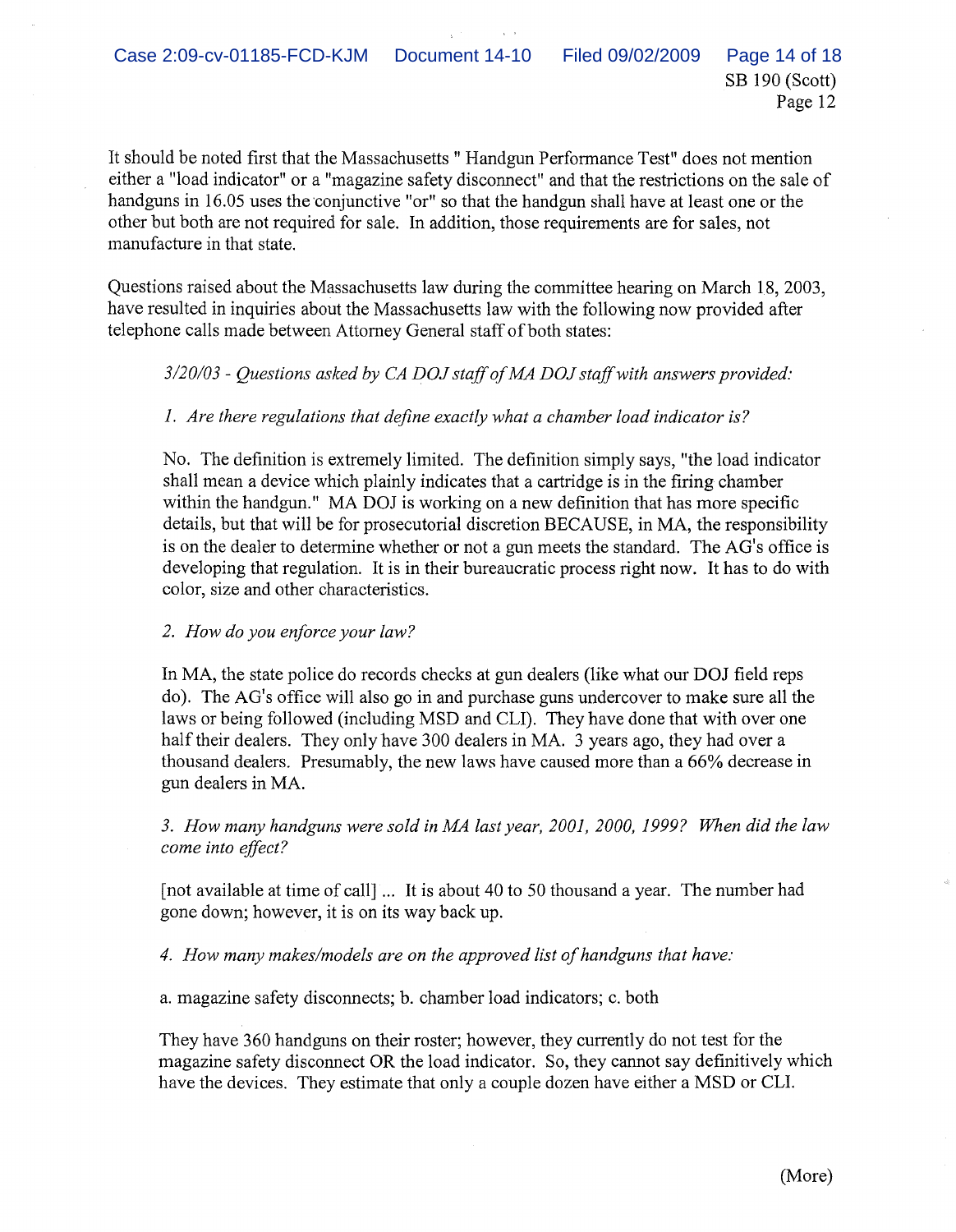It should be noted first that the Massachusetts " Handgun Performance Test" does not mention either a "load indicator" or a "magazine safety disconnect" and that the restrictions on the sale of handguns in 16.05 uses the conjunctive "or" so that the handgun shall have at least one or the other but both are not required for sale. In addition, those requirements are for sales, not manufacture in that state.

Questions raised about the Massachusetts law during the committee hearing on March 18, 2003, have resulted in inquiries about the Massachusetts law with the following now provided after telephone calls made between Attorney General staff of both states:

> *3/20/03 - Questions asked by CA DOJ staff of MA DOJ staff with answers provided:*
>
> *1. Are there regulations that define exactly what a chamber load indicator is?*
>
> No. The definition is extremely limited. The definition simply says, "the load indicator shall mean a device which plainly indicates that a cartridge is in the firing chamber within the handgun." MA DOJ is working on a new definition that has more specific details, but that will be for prosecutorial discretion BECAUSE, in MA, the responsibility is on the dealer to determine whether or not a gun meets the standard. The AG's office is developing that regulation. It is in their bureaucratic process right now. It has to do with color, size and other characteristics.
>
> *2. How do you enforce your law?*
>
> In MA, the state police do records checks at gun dealers (like what our DOJ field reps do). The AG's office will also go in and purchase guns undercover to make sure all the laws or being followed (including MSD and CLI). They have done that with over one half their dealers. They only have 300 dealers in MA. 3 years ago, they had over a thousand dealers. Presumably, the new laws have caused more than a 66% decrease in gun dealers in MA.
>
> *3. How many handguns were sold in MA last year, 2001, 2000, 1999? When did the law come into effect?*
>
> [not available at time of call] ... It is about 40 to 50 thousand a year. The number had gone down; however, it is on its way back up.
>
> *4. How many makes/models are on the approved list of handguns that have:*
>
> a. magazine safety disconnects; b. chamber load indicators; c. both
>
> They have 360 handguns on their roster; however, they currently do not test for the magazine safety disconnect OR the load indicator. So, they cannot say definitively which have the devices. They estimate that only a couple dozen have either a MSD or CLI.

(More)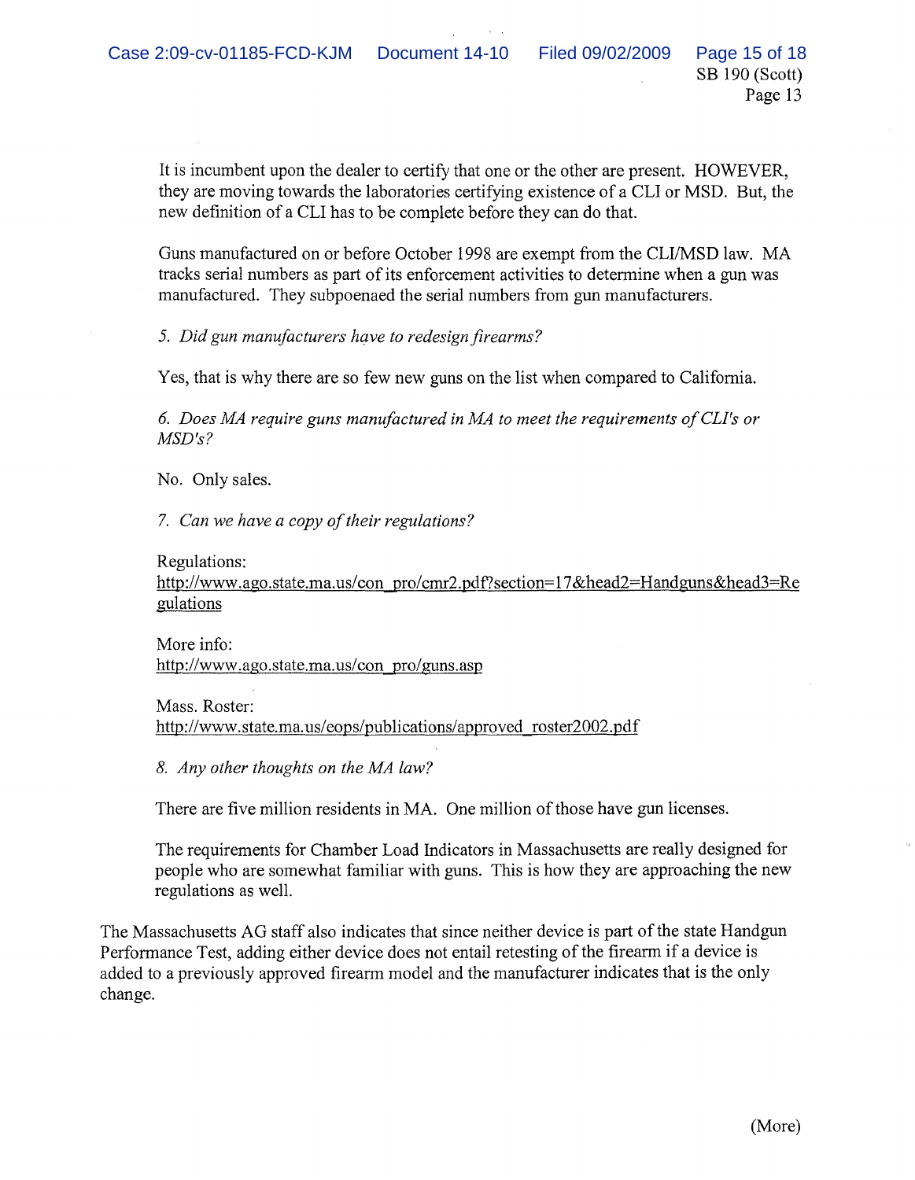It is incumbent upon the dealer to certify that one or the other are present. HOWEVER, they are moving towards the laboratories certifying existence of a CLI or MSD. But, the new definition of a CLI has to be complete before they can do that.

Guns manufactured on or before October 1998 are exempt from the CLI/MSD law. MA tracks serial numbers as part of its enforcement activities to determine when a gun was manufactured. They subpoenaed the serial numbers from gun manufacturers.

*5. Did gun manufacturers have to redesign firearms?*

Yes, that is why there are so few new guns on the list when compared to California.

*6. Does MA require guns manufactured in MA to meet the requirements of CLI's or MSD's?*

No. Only sales.

*7. Can we have a copy of their regulations?*

Regulations:
http://www.ago.state.ma.us/con_pro/cmr2.pdf?section=17&head2=Handguns&head3=Regulations

More info:
http://www.ago.state.ma.us/con_pro/guns.asp

Mass. Roster:
http://www.state.ma.us/eops/publications/approved_roster2002.pdf

*8. Any other thoughts on the MA law?*

There are five million residents in MA. One million of those have gun licenses.

The requirements for Chamber Load Indicators in Massachusetts are really designed for people who are somewhat familiar with guns. This is how they are approaching the new regulations as well.

The Massachusetts AG staff also indicates that since neither device is part of the state Handgun Performance Test, adding either device does not entail retesting of the firearm if a device is added to a previously approved firearm model and the manufacturer indicates that is the only change.

(More)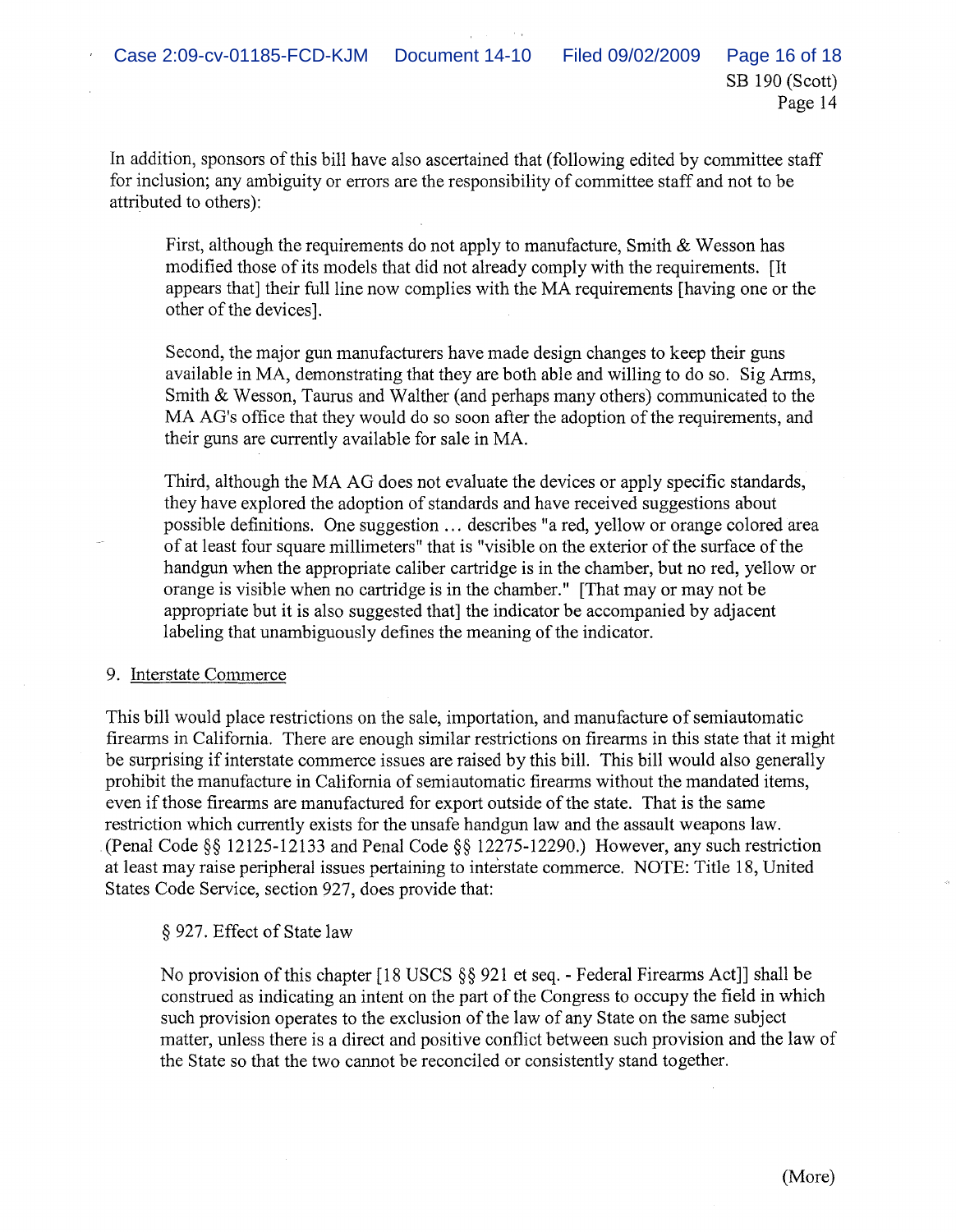In addition, sponsors of this bill have also ascertained that (following edited by committee staff for inclusion; any ambiguity or errors are the responsibility of committee staff and not to be attributed to others):

> First, although the requirements do not apply to manufacture, Smith & Wesson has modified those of its models that did not already comply with the requirements. [It appears that] their full line now complies with the MA requirements [having one or the other of the devices].
>
> Second, the major gun manufacturers have made design changes to keep their guns available in MA, demonstrating that they are both able and willing to do so. Sig Arms, Smith & Wesson, Taurus and Walther (and perhaps many others) communicated to the MA AG's office that they would do so soon after the adoption of the requirements, and their guns are currently available for sale in MA.
>
> Third, although the MA AG does not evaluate the devices or apply specific standards, they have explored the adoption of standards and have received suggestions about possible definitions. One suggestion ... describes "a red, yellow or orange colored area of at least four square millimeters" that is "visible on the exterior of the surface of the handgun when the appropriate caliber cartridge is in the chamber, but no red, yellow or orange is visible when no cartridge is in the chamber." [That may or may not be appropriate but it is also suggested that] the indicator be accompanied by adjacent labeling that unambiguously defines the meaning of the indicator.

9. Interstate Commerce

This bill would place restrictions on the sale, importation, and manufacture of semiautomatic firearms in California. There are enough similar restrictions on firearms in this state that it might be surprising if interstate commerce issues are raised by this bill. This bill would also generally prohibit the manufacture in California of semiautomatic firearms without the mandated items, even if those firearms are manufactured for export outside of the state. That is the same restriction which currently exists for the unsafe handgun law and the assault weapons law. (Penal Code §§ 12125-12133 and Penal Code §§ 12275-12290.) However, any such restriction at least may raise peripheral issues pertaining to interstate commerce. NOTE: Title 18, United States Code Service, section 927, does provide that:

> § 927. Effect of State law
>
> No provision of this chapter [18 USCS §§ 921 et seq. - Federal Firearms Act]] shall be construed as indicating an intent on the part of the Congress to occupy the field in which such provision operates to the exclusion of the law of any State on the same subject matter, unless there is a direct and positive conflict between such provision and the law of the State so that the two cannot be reconciled or consistently stand together.

(More)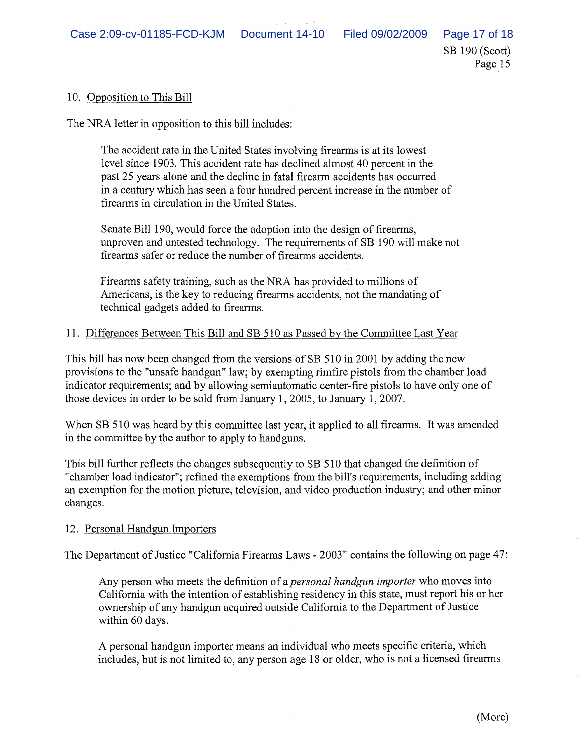10. Opposition to This Bill

The NRA letter in opposition to this bill includes:

> The accident rate in the United States involving firearms is at its lowest level since 1903. This accident rate has declined almost 40 percent in the past 25 years alone and the decline in fatal firearm accidents has occurred in a century which has seen a four hundred percent increase in the number of firearms in circulation in the United States.
>
> Senate Bill 190, would force the adoption into the design of firearms, unproven and untested technology. The requirements of SB 190 will make not firearms safer or reduce the number of firearms accidents.
>
> Firearms safety training, such as the NRA has provided to millions of Americans, is the key to reducing firearms accidents, not the mandating of technical gadgets added to firearms.

11. Differences Between This Bill and SB 510 as Passed by the Committee Last Year

This bill has now been changed from the versions of SB 510 in 2001 by adding the new provisions to the "unsafe handgun" law; by exempting rimfire pistols from the chamber load indicator requirements; and by allowing semiautomatic center-fire pistols to have only one of those devices in order to be sold from January 1, 2005, to January 1, 2007.

When SB 510 was heard by this committee last year, it applied to all firearms. It was amended in the committee by the author to apply to handguns.

This bill further reflects the changes subsequently to SB 510 that changed the definition of "chamber load indicator"; refined the exemptions from the bill's requirements, including adding an exemption for the motion picture, television, and video production industry; and other minor changes.

12. Personal Handgun Importers

The Department of Justice "California Firearms Laws - 2003" contains the following on page 47:

> Any person who meets the definition of a *personal handgun importer* who moves into California with the intention of establishing residency in this state, must report his or her ownership of any handgun acquired outside California to the Department of Justice within 60 days.
>
> A personal handgun importer means an individual who meets specific criteria, which includes, but is not limited to, any person age 18 or older, who is not a licensed firearms

(More)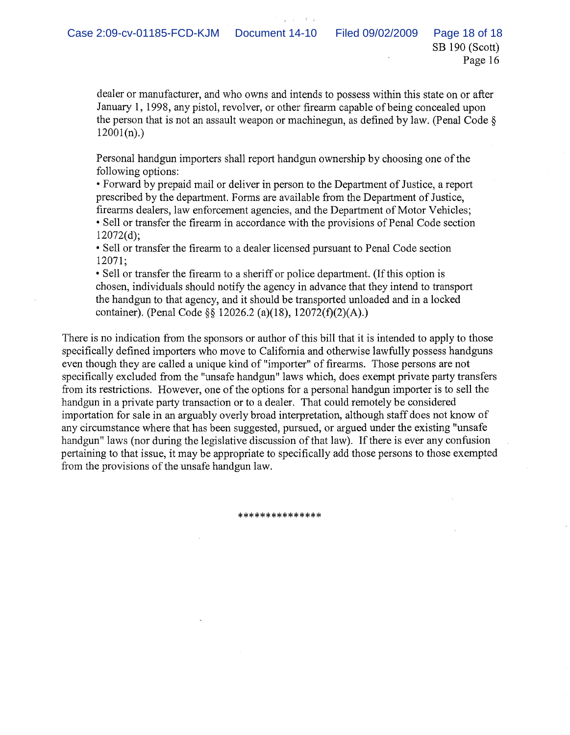dealer or manufacturer, and who owns and intends to possess within this state on or after January 1, 1998, any pistol, revolver, or other firearm capable of being concealed upon the person that is not an assault weapon or machinegun, as defined by law. (Penal Code § 12001(n).)

Personal handgun importers shall report handgun ownership by choosing one of the following options:

- Forward by prepaid mail or deliver in person to the Department of Justice, a report prescribed by the department. Forms are available from the Department of Justice, firearms dealers, law enforcement agencies, and the Department of Motor Vehicles;
- Sell or transfer the firearm in accordance with the provisions of Penal Code section 12072(d);
- Sell or transfer the firearm to a dealer licensed pursuant to Penal Code section 12071;
- Sell or transfer the firearm to a sheriff or police department. (If this option is chosen, individuals should notify the agency in advance that they intend to transport the handgun to that agency, and it should be transported unloaded and in a locked container). (Penal Code §§ 12026.2 (a)(18), 12072(f)(2)(A).)

There is no indication from the sponsors or author of this bill that it is intended to apply to those specifically defined importers who move to California and otherwise lawfully possess handguns even though they are called a unique kind of "importer" of firearms. Those persons are not specifically excluded from the "unsafe handgun" laws which, does exempt private party transfers from its restrictions. However, one of the options for a personal handgun importer is to sell the handgun in a private party transaction or to a dealer. That could remotely be considered importation for sale in an arguably overly broad interpretation, although staff does not know of any circumstance where that has been suggested, pursued, or argued under the existing "unsafe handgun" laws (nor during the legislative discussion of that law). If there is ever any confusion pertaining to that issue, it may be appropriate to specifically add those persons to those exempted from the provisions of the unsafe handgun law.

***************